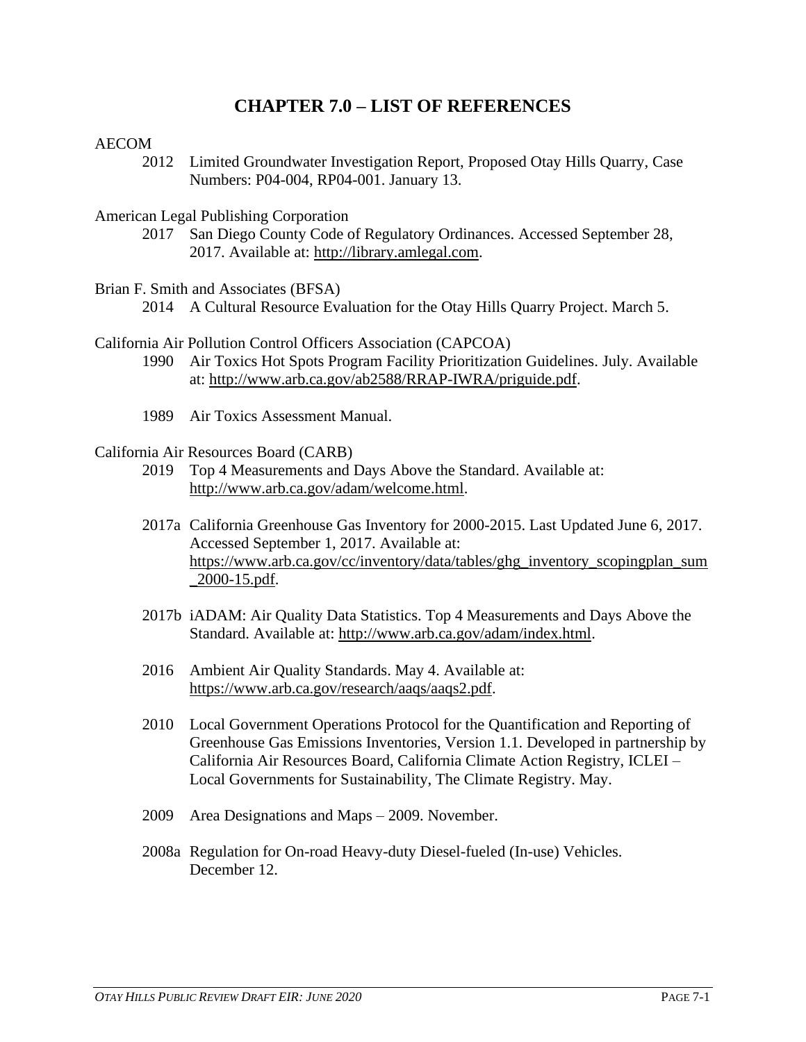# CHAPTER 7.0 – LIST OF REFERENCES

AECOM

2012 Limited Groundwater Investigation Report, Proposed Otay Hills Quarry, Case Numbers: P04-004, RP04-001. January 13.

American Legal Publishing Corporation

2017 San Diego County Code of Regulatory Ordinances. Accessed September 28, 2017. Available at: http://library.amlegal.com.

Brian F. Smith and Associates (BFSA)

2014 A Cultural Resource Evaluation for the Otay Hills Quarry Project. March 5.

California Air Pollution Control Officers Association (CAPCOA)

1990 Air Toxics Hot Spots Program Facility Prioritization Guidelines. July. Available at: http://www.arb.ca.gov/ab2588/RRAP-IWRA/priguide.pdf.

1989 Air Toxics Assessment Manual.

California Air Resources Board (CARB)

2019 Top 4 Measurements and Days Above the Standard. Available at: http://www.arb.ca.gov/adam/welcome.html.

2017a California Greenhouse Gas Inventory for 2000-2015. Last Updated June 6, 2017. Accessed September 1, 2017. Available at: https://www.arb.ca.gov/cc/inventory/data/tables/ghg_inventory_scopingplan_sum_2000-15.pdf.

2017b iADAM: Air Quality Data Statistics. Top 4 Measurements and Days Above the Standard. Available at: http://www.arb.ca.gov/adam/index.html.

2016 Ambient Air Quality Standards. May 4. Available at: https://www.arb.ca.gov/research/aaqs/aaqs2.pdf.

2010 Local Government Operations Protocol for the Quantification and Reporting of Greenhouse Gas Emissions Inventories, Version 1.1. Developed in partnership by California Air Resources Board, California Climate Action Registry, ICLEI – Local Governments for Sustainability, The Climate Registry. May.

2009 Area Designations and Maps – 2009. November.

2008a Regulation for On-road Heavy-duty Diesel-fueled (In-use) Vehicles. December 12.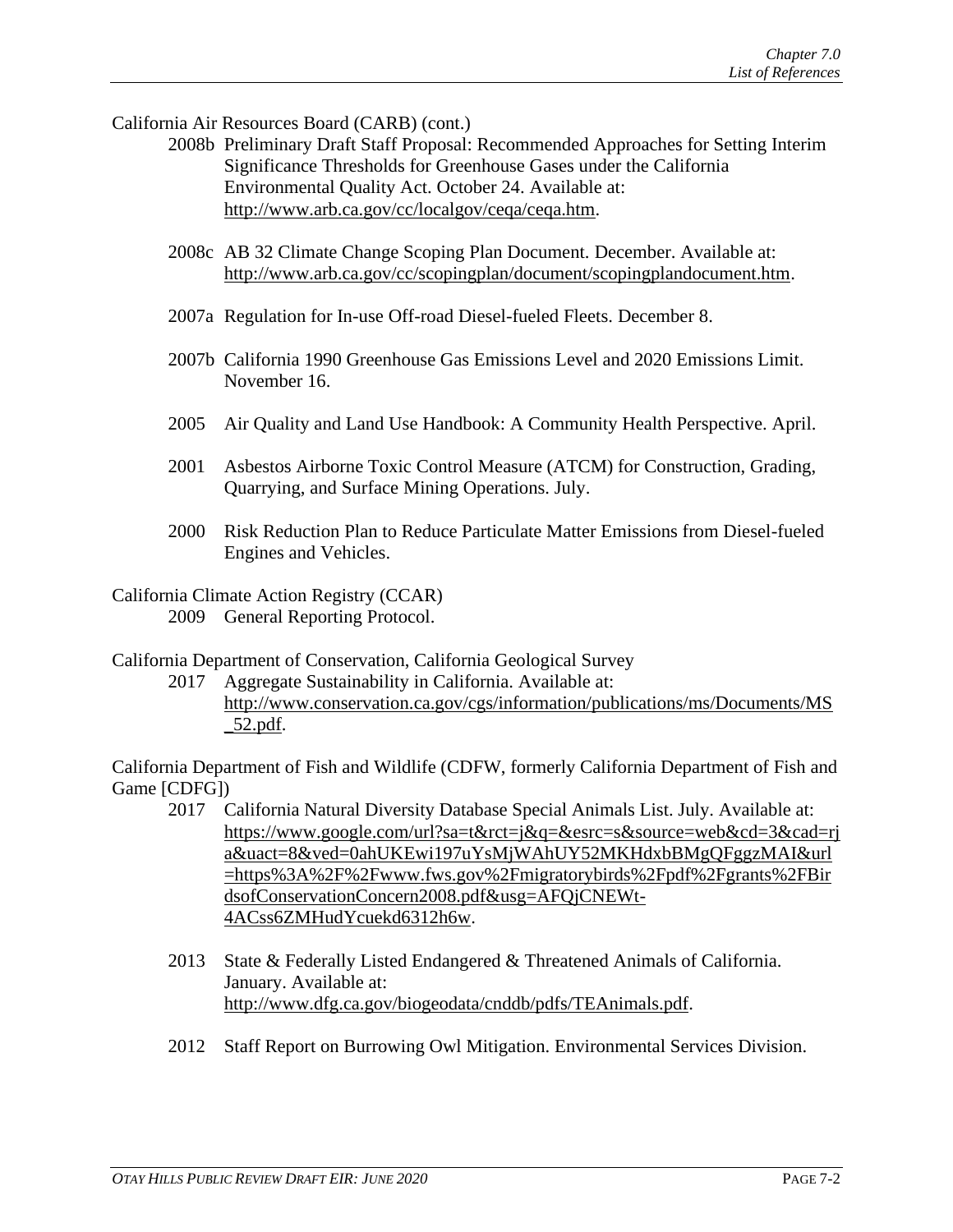California Air Resources Board (CARB) (cont.)

2008b Preliminary Draft Staff Proposal: Recommended Approaches for Setting Interim Significance Thresholds for Greenhouse Gases under the California Environmental Quality Act. October 24. Available at: http://www.arb.ca.gov/cc/localgov/ceqa/ceqa.htm.

2008c AB 32 Climate Change Scoping Plan Document. December. Available at: http://www.arb.ca.gov/cc/scopingplan/document/scopingplandocument.htm.

2007a Regulation for In-use Off-road Diesel-fueled Fleets. December 8.

2007b California 1990 Greenhouse Gas Emissions Level and 2020 Emissions Limit. November 16.

2005 Air Quality and Land Use Handbook: A Community Health Perspective. April.

2001 Asbestos Airborne Toxic Control Measure (ATCM) for Construction, Grading, Quarrying, and Surface Mining Operations. July.

2000 Risk Reduction Plan to Reduce Particulate Matter Emissions from Diesel-fueled Engines and Vehicles.

California Climate Action Registry (CCAR)

2009 General Reporting Protocol.

California Department of Conservation, California Geological Survey

2017 Aggregate Sustainability in California. Available at: http://www.conservation.ca.gov/cgs/information/publications/ms/Documents/MS_52.pdf.

California Department of Fish and Wildlife (CDFW, formerly California Department of Fish and Game [CDFG])

2017 California Natural Diversity Database Special Animals List. July. Available at: https://www.google.com/url?sa=t&rct=j&q=&esrc=s&source=web&cd=3&cad=rja&uact=8&ved=0ahUKEwi197uYsMjWAhUY52MKHdxbBMgQFggzMAI&url=https%3A%2F%2Fwww.fws.gov%2Fmigratorybirds%2Fpdf%2Fgrants%2FBirdsofConservationConcern2008.pdf&usg=AFQjCNEWt-4ACss6ZMHudYcuekd6312h6w.

2013 State & Federally Listed Endangered & Threatened Animals of California. January. Available at: http://www.dfg.ca.gov/biogeodata/cnddb/pdfs/TEAnimals.pdf.

2012 Staff Report on Burrowing Owl Mitigation. Environmental Services Division.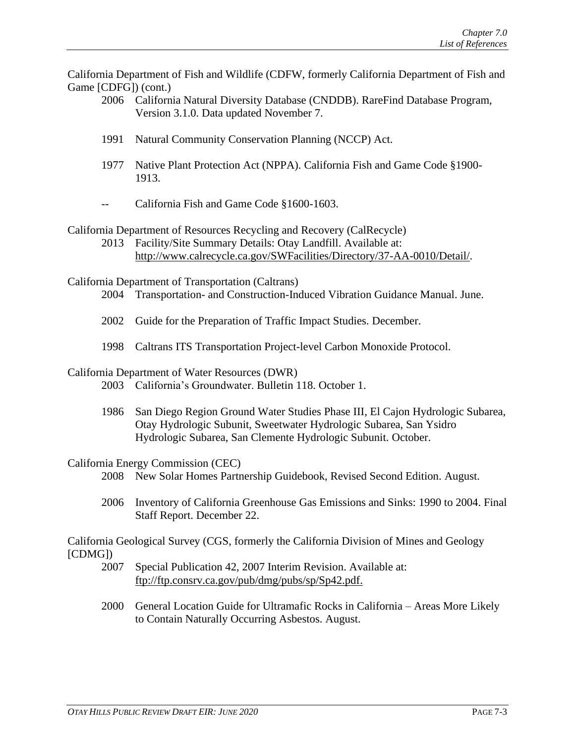California Department of Fish and Wildlife (CDFW, formerly California Department of Fish and Game [CDFG]) (cont.)

2006 California Natural Diversity Database (CNDDB). RareFind Database Program, Version 3.1.0. Data updated November 7.

1991 Natural Community Conservation Planning (NCCP) Act.

1977 Native Plant Protection Act (NPPA). California Fish and Game Code §1900-1913.

-- California Fish and Game Code §1600-1603.

California Department of Resources Recycling and Recovery (CalRecycle)

2013 Facility/Site Summary Details: Otay Landfill. Available at: http://www.calrecycle.ca.gov/SWFacilities/Directory/37-AA-0010/Detail/.

California Department of Transportation (Caltrans)

2004 Transportation- and Construction-Induced Vibration Guidance Manual. June.

2002 Guide for the Preparation of Traffic Impact Studies. December.

1998 Caltrans ITS Transportation Project-level Carbon Monoxide Protocol.

California Department of Water Resources (DWR)

2003 California's Groundwater. Bulletin 118. October 1.

1986 San Diego Region Ground Water Studies Phase III, El Cajon Hydrologic Subarea, Otay Hydrologic Subunit, Sweetwater Hydrologic Subarea, San Ysidro Hydrologic Subarea, San Clemente Hydrologic Subunit. October.

California Energy Commission (CEC)

2008 New Solar Homes Partnership Guidebook, Revised Second Edition. August.

2006 Inventory of California Greenhouse Gas Emissions and Sinks: 1990 to 2004. Final Staff Report. December 22.

California Geological Survey (CGS, formerly the California Division of Mines and Geology [CDMG])

2007 Special Publication 42, 2007 Interim Revision. Available at: ftp://ftp.consrv.ca.gov/pub/dmg/pubs/sp/Sp42.pdf.

2000 General Location Guide for Ultramafic Rocks in California – Areas More Likely to Contain Naturally Occurring Asbestos. August.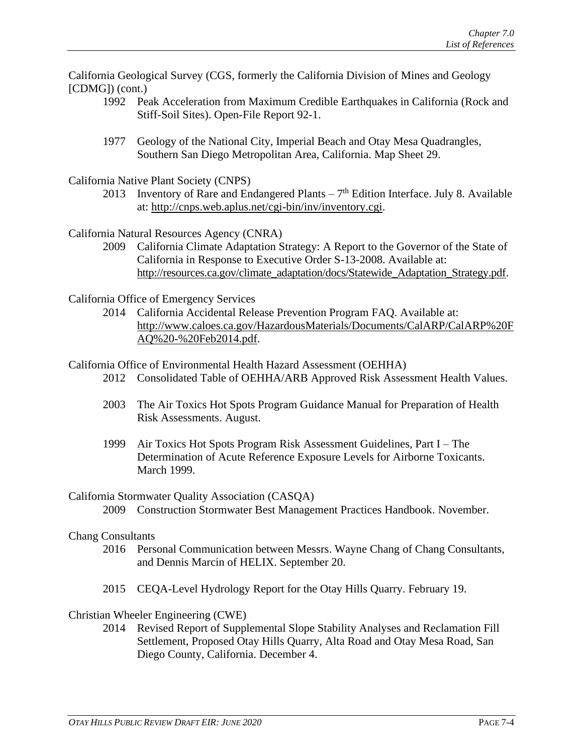California Geological Survey (CGS, formerly the California Division of Mines and Geology [CDMG]) (cont.)

1992 Peak Acceleration from Maximum Credible Earthquakes in California (Rock and Stiff-Soil Sites). Open-File Report 92-1.

1977 Geology of the National City, Imperial Beach and Otay Mesa Quadrangles, Southern San Diego Metropolitan Area, California. Map Sheet 29.

California Native Plant Society (CNPS)

2013 Inventory of Rare and Endangered Plants – 7th Edition Interface. July 8. Available at: http://cnps.web.aplus.net/cgi-bin/inv/inventory.cgi.

California Natural Resources Agency (CNRA)

2009 California Climate Adaptation Strategy: A Report to the Governor of the State of California in Response to Executive Order S-13-2008. Available at: http://resources.ca.gov/climate_adaptation/docs/Statewide_Adaptation_Strategy.pdf.

California Office of Emergency Services

2014 California Accidental Release Prevention Program FAQ. Available at: http://www.caloes.ca.gov/HazardousMaterials/Documents/CalARP/CalARP%20FAQ%20-%20Feb2014.pdf.

California Office of Environmental Health Hazard Assessment (OEHHA)

2012 Consolidated Table of OEHHA/ARB Approved Risk Assessment Health Values.

2003 The Air Toxics Hot Spots Program Guidance Manual for Preparation of Health Risk Assessments. August.

1999 Air Toxics Hot Spots Program Risk Assessment Guidelines, Part I – The Determination of Acute Reference Exposure Levels for Airborne Toxicants. March 1999.

California Stormwater Quality Association (CASQA)

2009 Construction Stormwater Best Management Practices Handbook. November.

Chang Consultants

2016 Personal Communication between Messrs. Wayne Chang of Chang Consultants, and Dennis Marcin of HELIX. September 20.

2015 CEQA-Level Hydrology Report for the Otay Hills Quarry. February 19.

Christian Wheeler Engineering (CWE)

2014 Revised Report of Supplemental Slope Stability Analyses and Reclamation Fill Settlement, Proposed Otay Hills Quarry, Alta Road and Otay Mesa Road, San Diego County, California. December 4.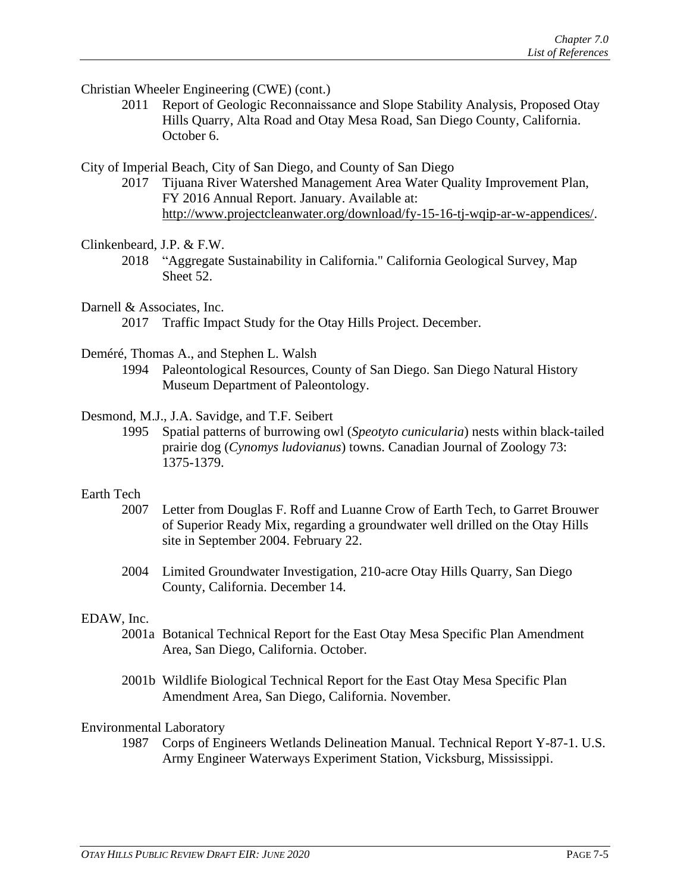Christian Wheeler Engineering (CWE) (cont.)

2011 Report of Geologic Reconnaissance and Slope Stability Analysis, Proposed Otay Hills Quarry, Alta Road and Otay Mesa Road, San Diego County, California. October 6.

City of Imperial Beach, City of San Diego, and County of San Diego

2017 Tijuana River Watershed Management Area Water Quality Improvement Plan, FY 2016 Annual Report. January. Available at: http://www.projectcleanwater.org/download/fy-15-16-tj-wqip-ar-w-appendices/.

Clinkenbeard, J.P. & F.W.

2018 "Aggregate Sustainability in California." California Geological Survey, Map Sheet 52.

Darnell & Associates, Inc.

2017 Traffic Impact Study for the Otay Hills Project. December.

Deméré, Thomas A., and Stephen L. Walsh

1994 Paleontological Resources, County of San Diego. San Diego Natural History Museum Department of Paleontology.

Desmond, M.J., J.A. Savidge, and T.F. Seibert

1995 Spatial patterns of burrowing owl (*Speotyto cunicularia*) nests within black-tailed prairie dog (*Cynomys ludovianus*) towns. Canadian Journal of Zoology 73: 1375-1379.

Earth Tech

2007 Letter from Douglas F. Roff and Luanne Crow of Earth Tech, to Garret Brouwer of Superior Ready Mix, regarding a groundwater well drilled on the Otay Hills site in September 2004. February 22.

2004 Limited Groundwater Investigation, 210-acre Otay Hills Quarry, San Diego County, California. December 14.

EDAW, Inc.

2001a Botanical Technical Report for the East Otay Mesa Specific Plan Amendment Area, San Diego, California. October.

2001b Wildlife Biological Technical Report for the East Otay Mesa Specific Plan Amendment Area, San Diego, California. November.

Environmental Laboratory

1987 Corps of Engineers Wetlands Delineation Manual. Technical Report Y-87-1. U.S. Army Engineer Waterways Experiment Station, Vicksburg, Mississippi.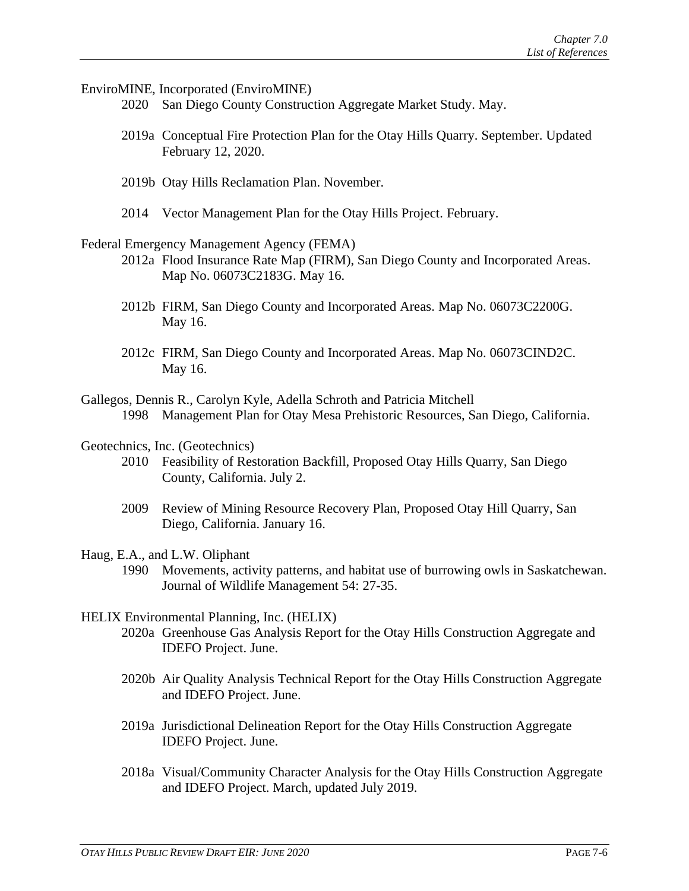EnviroMINE, Incorporated (EnviroMINE)

2020 San Diego County Construction Aggregate Market Study. May.

2019a Conceptual Fire Protection Plan for the Otay Hills Quarry. September. Updated February 12, 2020.

2019b Otay Hills Reclamation Plan. November.

2014 Vector Management Plan for the Otay Hills Project. February.

Federal Emergency Management Agency (FEMA)

2012a Flood Insurance Rate Map (FIRM), San Diego County and Incorporated Areas. Map No. 06073C2183G. May 16.

2012b FIRM, San Diego County and Incorporated Areas. Map No. 06073C2200G. May 16.

2012c FIRM, San Diego County and Incorporated Areas. Map No. 06073CIND2C. May 16.

Gallegos, Dennis R., Carolyn Kyle, Adella Schroth and Patricia Mitchell

1998 Management Plan for Otay Mesa Prehistoric Resources, San Diego, California.

Geotechnics, Inc. (Geotechnics)

2010 Feasibility of Restoration Backfill, Proposed Otay Hills Quarry, San Diego County, California. July 2.

2009 Review of Mining Resource Recovery Plan, Proposed Otay Hill Quarry, San Diego, California. January 16.

Haug, E.A., and L.W. Oliphant

1990 Movements, activity patterns, and habitat use of burrowing owls in Saskatchewan. Journal of Wildlife Management 54: 27-35.

HELIX Environmental Planning, Inc. (HELIX)

2020a Greenhouse Gas Analysis Report for the Otay Hills Construction Aggregate and IDEFO Project. June.

2020b Air Quality Analysis Technical Report for the Otay Hills Construction Aggregate and IDEFO Project. June.

2019a Jurisdictional Delineation Report for the Otay Hills Construction Aggregate IDEFO Project. June.

2018a Visual/Community Character Analysis for the Otay Hills Construction Aggregate and IDEFO Project. March, updated July 2019.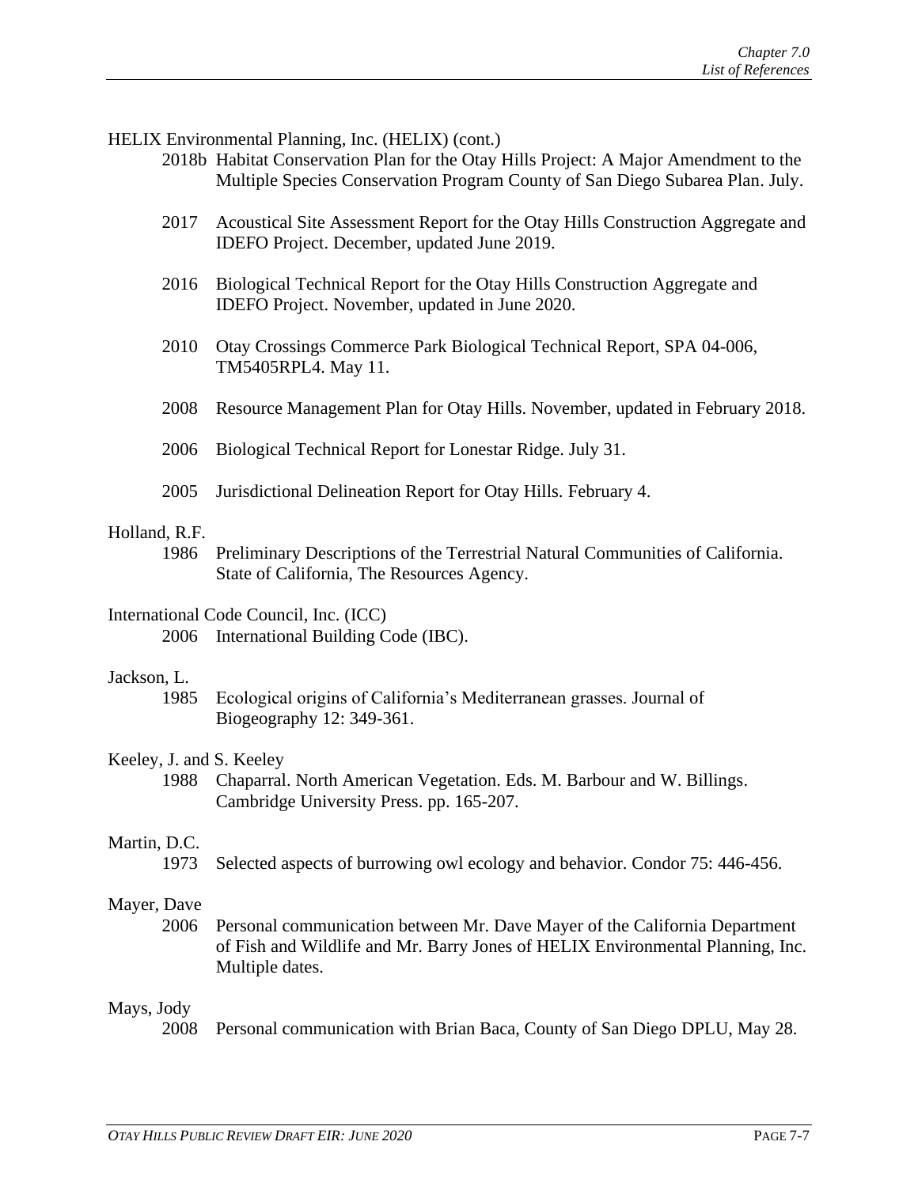HELIX Environmental Planning, Inc. (HELIX) (cont.)

2018b Habitat Conservation Plan for the Otay Hills Project: A Major Amendment to the Multiple Species Conservation Program County of San Diego Subarea Plan. July.

2017 Acoustical Site Assessment Report for the Otay Hills Construction Aggregate and IDEFO Project. December, updated June 2019.

2016 Biological Technical Report for the Otay Hills Construction Aggregate and IDEFO Project. November, updated in June 2020.

2010 Otay Crossings Commerce Park Biological Technical Report, SPA 04-006, TM5405RPL4. May 11.

2008 Resource Management Plan for Otay Hills. November, updated in February 2018.

2006 Biological Technical Report for Lonestar Ridge. July 31.

2005 Jurisdictional Delineation Report for Otay Hills. February 4.

Holland, R.F.

1986 Preliminary Descriptions of the Terrestrial Natural Communities of California. State of California, The Resources Agency.

International Code Council, Inc. (ICC)

2006 International Building Code (IBC).

Jackson, L.

1985 Ecological origins of California's Mediterranean grasses. Journal of Biogeography 12: 349-361.

Keeley, J. and S. Keeley

1988 Chaparral. North American Vegetation. Eds. M. Barbour and W. Billings. Cambridge University Press. pp. 165-207.

Martin, D.C.

1973 Selected aspects of burrowing owl ecology and behavior. Condor 75: 446-456.

Mayer, Dave

2006 Personal communication between Mr. Dave Mayer of the California Department of Fish and Wildlife and Mr. Barry Jones of HELIX Environmental Planning, Inc. Multiple dates.

Mays, Jody

2008 Personal communication with Brian Baca, County of San Diego DPLU, May 28.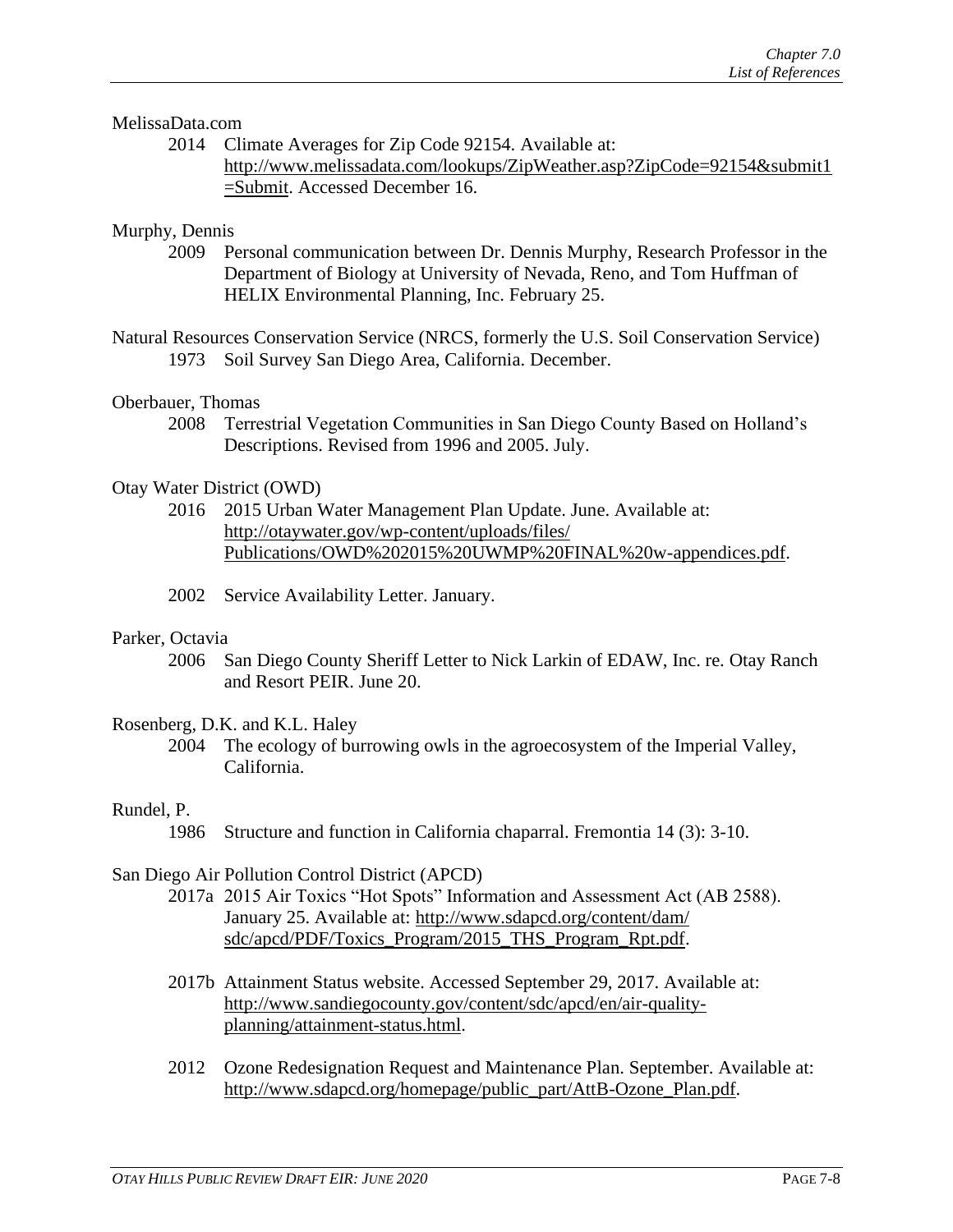MelissaData.com

2014 Climate Averages for Zip Code 92154. Available at: http://www.melissadata.com/lookups/ZipWeather.asp?ZipCode=92154&submit1=Submit. Accessed December 16.

Murphy, Dennis

2009 Personal communication between Dr. Dennis Murphy, Research Professor in the Department of Biology at University of Nevada, Reno, and Tom Huffman of HELIX Environmental Planning, Inc. February 25.

Natural Resources Conservation Service (NRCS, formerly the U.S. Soil Conservation Service)

1973 Soil Survey San Diego Area, California. December.

Oberbauer, Thomas

2008 Terrestrial Vegetation Communities in San Diego County Based on Holland's Descriptions. Revised from 1996 and 2005. July.

Otay Water District (OWD)

2016 2015 Urban Water Management Plan Update. June. Available at: http://otaywater.gov/wp-content/uploads/files/Publications/OWD%202015%20UWMP%20FINAL%20w-appendices.pdf.

2002 Service Availability Letter. January.

Parker, Octavia

2006 San Diego County Sheriff Letter to Nick Larkin of EDAW, Inc. re. Otay Ranch and Resort PEIR. June 20.

Rosenberg, D.K. and K.L. Haley

2004 The ecology of burrowing owls in the agroecosystem of the Imperial Valley, California.

Rundel, P.

1986 Structure and function in California chaparral. Fremontia 14 (3): 3-10.

San Diego Air Pollution Control District (APCD)

2017a 2015 Air Toxics "Hot Spots" Information and Assessment Act (AB 2588). January 25. Available at: http://www.sdapcd.org/content/dam/sdc/apcd/PDF/Toxics_Program/2015_THS_Program_Rpt.pdf.

2017b Attainment Status website. Accessed September 29, 2017. Available at: http://www.sandiegocounty.gov/content/sdc/apcd/en/air-quality-planning/attainment-status.html.

2012 Ozone Redesignation Request and Maintenance Plan. September. Available at: http://www.sdapcd.org/homepage/public_part/AttB-Ozone_Plan.pdf.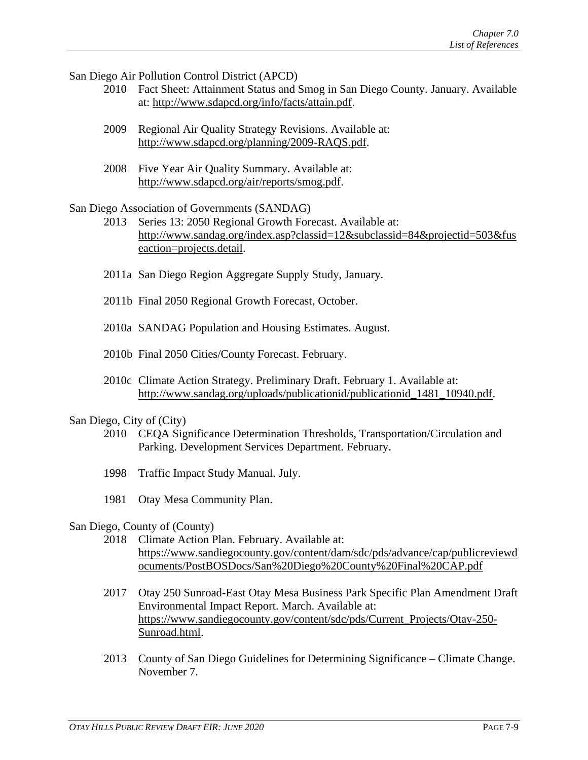San Diego Air Pollution Control District (APCD)

2010 Fact Sheet: Attainment Status and Smog in San Diego County. January. Available at: http://www.sdapcd.org/info/facts/attain.pdf.

2009 Regional Air Quality Strategy Revisions. Available at: http://www.sdapcd.org/planning/2009-RAQS.pdf.

2008 Five Year Air Quality Summary. Available at: http://www.sdapcd.org/air/reports/smog.pdf.

San Diego Association of Governments (SANDAG)

2013 Series 13: 2050 Regional Growth Forecast. Available at: http://www.sandag.org/index.asp?classid=12&subclassid=84&projectid=503&fuseaction=projects.detail.

2011a San Diego Region Aggregate Supply Study, January.

2011b Final 2050 Regional Growth Forecast, October.

2010a SANDAG Population and Housing Estimates. August.

2010b Final 2050 Cities/County Forecast. February.

2010c Climate Action Strategy. Preliminary Draft. February 1. Available at: http://www.sandag.org/uploads/publicationid/publicationid_1481_10940.pdf.

San Diego, City of (City)

2010 CEQA Significance Determination Thresholds, Transportation/Circulation and Parking. Development Services Department. February.

1998 Traffic Impact Study Manual. July.

1981 Otay Mesa Community Plan.

San Diego, County of (County)

2018 Climate Action Plan. February. Available at: https://www.sandiegocounty.gov/content/dam/sdc/pds/advance/cap/publicreviewdocuments/PostBOSDocs/San%20Diego%20County%20Final%20CAP.pdf

2017 Otay 250 Sunroad-East Otay Mesa Business Park Specific Plan Amendment Draft Environmental Impact Report. March. Available at: https://www.sandiegocounty.gov/content/sdc/pds/Current_Projects/Otay-250-Sunroad.html.

2013 County of San Diego Guidelines for Determining Significance – Climate Change. November 7.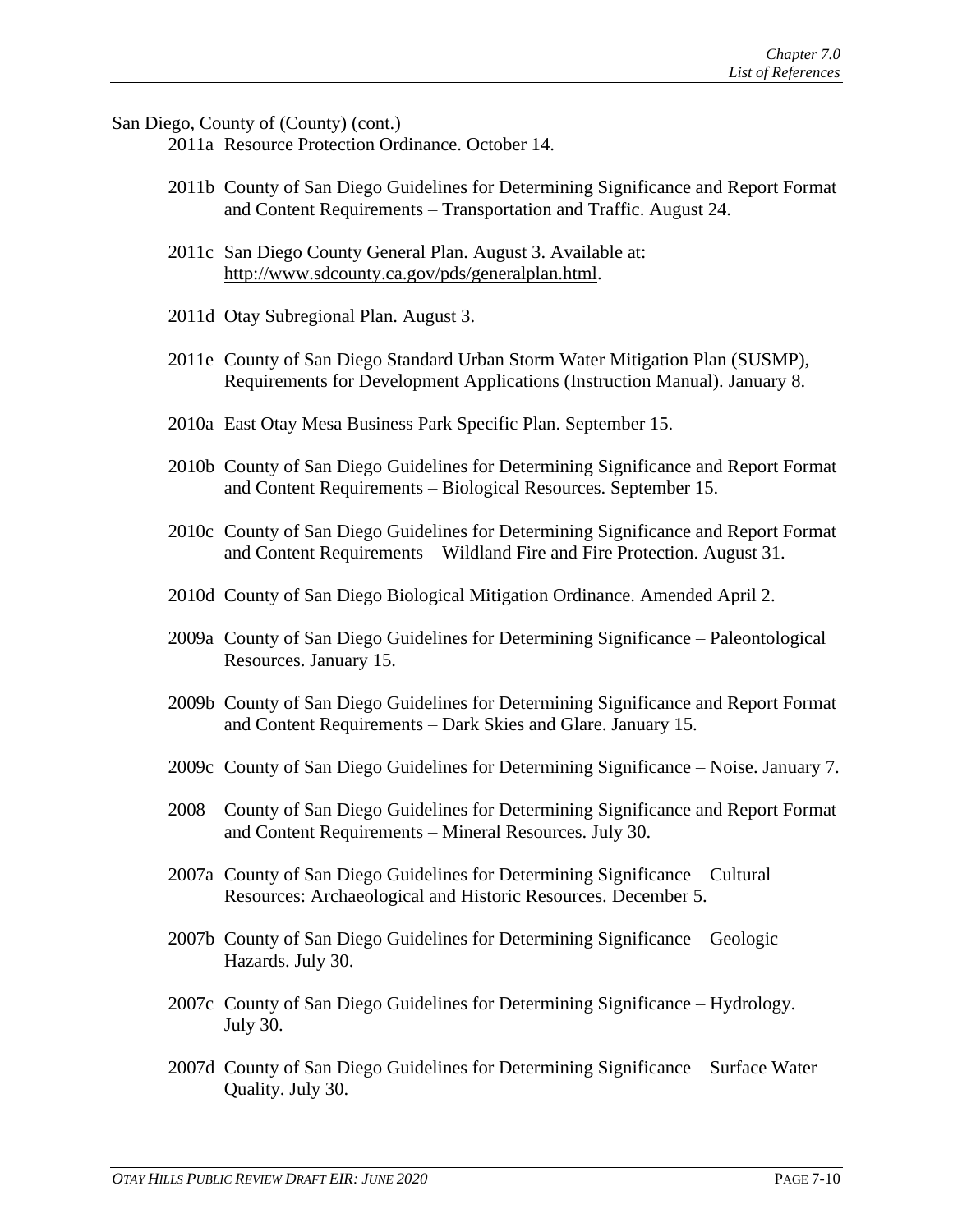San Diego, County of (County) (cont.)

2011a Resource Protection Ordinance. October 14.

2011b County of San Diego Guidelines for Determining Significance and Report Format and Content Requirements – Transportation and Traffic. August 24.

2011c San Diego County General Plan. August 3. Available at: http://www.sdcounty.ca.gov/pds/generalplan.html.

2011d Otay Subregional Plan. August 3.

2011e County of San Diego Standard Urban Storm Water Mitigation Plan (SUSMP), Requirements for Development Applications (Instruction Manual). January 8.

2010a East Otay Mesa Business Park Specific Plan. September 15.

2010b County of San Diego Guidelines for Determining Significance and Report Format and Content Requirements – Biological Resources. September 15.

2010c County of San Diego Guidelines for Determining Significance and Report Format and Content Requirements – Wildland Fire and Fire Protection. August 31.

2010d County of San Diego Biological Mitigation Ordinance. Amended April 2.

2009a County of San Diego Guidelines for Determining Significance – Paleontological Resources. January 15.

2009b County of San Diego Guidelines for Determining Significance and Report Format and Content Requirements – Dark Skies and Glare. January 15.

2009c County of San Diego Guidelines for Determining Significance – Noise. January 7.

2008 County of San Diego Guidelines for Determining Significance and Report Format and Content Requirements – Mineral Resources. July 30.

2007a County of San Diego Guidelines for Determining Significance – Cultural Resources: Archaeological and Historic Resources. December 5.

2007b County of San Diego Guidelines for Determining Significance – Geologic Hazards. July 30.

2007c County of San Diego Guidelines for Determining Significance – Hydrology. July 30.

2007d County of San Diego Guidelines for Determining Significance – Surface Water Quality. July 30.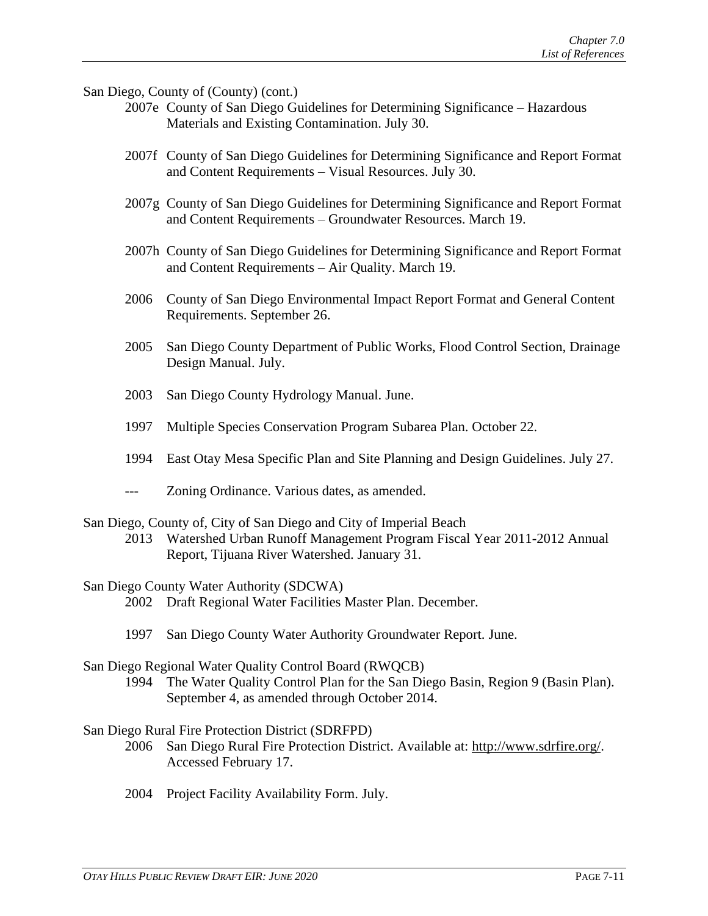San Diego, County of (County) (cont.)

2007e County of San Diego Guidelines for Determining Significance – Hazardous Materials and Existing Contamination. July 30.

2007f County of San Diego Guidelines for Determining Significance and Report Format and Content Requirements – Visual Resources. July 30.

2007g County of San Diego Guidelines for Determining Significance and Report Format and Content Requirements – Groundwater Resources. March 19.

2007h County of San Diego Guidelines for Determining Significance and Report Format and Content Requirements – Air Quality. March 19.

2006 County of San Diego Environmental Impact Report Format and General Content Requirements. September 26.

2005 San Diego County Department of Public Works, Flood Control Section, Drainage Design Manual. July.

2003 San Diego County Hydrology Manual. June.

1997 Multiple Species Conservation Program Subarea Plan. October 22.

1994 East Otay Mesa Specific Plan and Site Planning and Design Guidelines. July 27.

--- Zoning Ordinance. Various dates, as amended.

San Diego, County of, City of San Diego and City of Imperial Beach

2013 Watershed Urban Runoff Management Program Fiscal Year 2011-2012 Annual Report, Tijuana River Watershed. January 31.

San Diego County Water Authority (SDCWA)

2002 Draft Regional Water Facilities Master Plan. December.

1997 San Diego County Water Authority Groundwater Report. June.

San Diego Regional Water Quality Control Board (RWQCB)

1994 The Water Quality Control Plan for the San Diego Basin, Region 9 (Basin Plan). September 4, as amended through October 2014.

San Diego Rural Fire Protection District (SDRFPD)

2006 San Diego Rural Fire Protection District. Available at: http://www.sdrfire.org/. Accessed February 17.

2004 Project Facility Availability Form. July.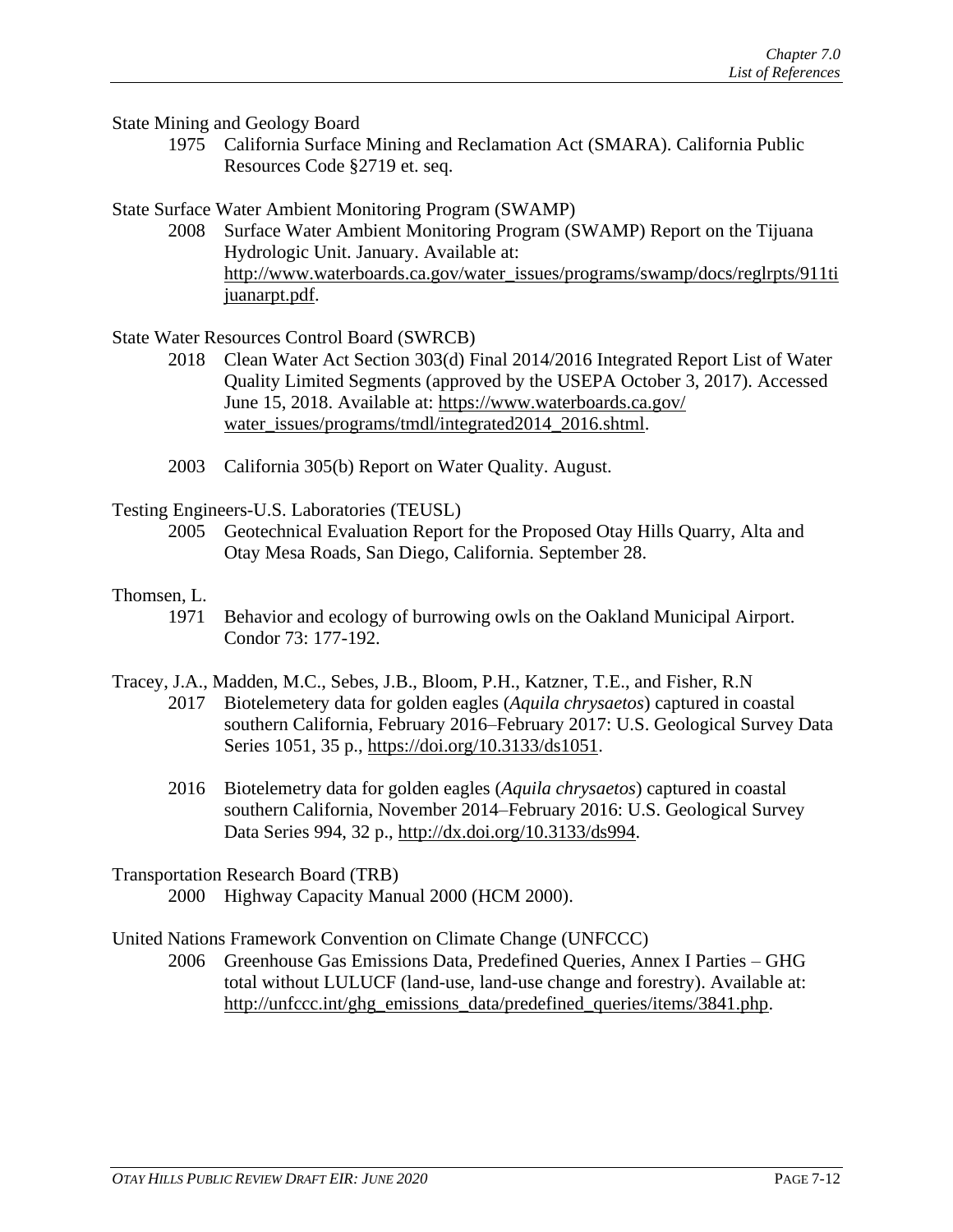State Mining and Geology Board

1975 California Surface Mining and Reclamation Act (SMARA). California Public Resources Code §2719 et. seq.

State Surface Water Ambient Monitoring Program (SWAMP)

2008 Surface Water Ambient Monitoring Program (SWAMP) Report on the Tijuana Hydrologic Unit. January. Available at: http://www.waterboards.ca.gov/water_issues/programs/swamp/docs/reglrpts/911tijuanarpt.pdf.

State Water Resources Control Board (SWRCB)

2018 Clean Water Act Section 303(d) Final 2014/2016 Integrated Report List of Water Quality Limited Segments (approved by the USEPA October 3, 2017). Accessed June 15, 2018. Available at: https://www.waterboards.ca.gov/water_issues/programs/tmdl/integrated2014_2016.shtml.

2003 California 305(b) Report on Water Quality. August.

Testing Engineers-U.S. Laboratories (TEUSL)

2005 Geotechnical Evaluation Report for the Proposed Otay Hills Quarry, Alta and Otay Mesa Roads, San Diego, California. September 28.

Thomsen, L.

1971 Behavior and ecology of burrowing owls on the Oakland Municipal Airport. Condor 73: 177-192.

Tracey, J.A., Madden, M.C., Sebes, J.B., Bloom, P.H., Katzner, T.E., and Fisher, R.N

2017 Biotelemetery data for golden eagles (*Aquila chrysaetos*) captured in coastal southern California, February 2016–February 2017: U.S. Geological Survey Data Series 1051, 35 p., https://doi.org/10.3133/ds1051.

2016 Biotelemetry data for golden eagles (*Aquila chrysaetos*) captured in coastal southern California, November 2014–February 2016: U.S. Geological Survey Data Series 994, 32 p., http://dx.doi.org/10.3133/ds994.

Transportation Research Board (TRB)

2000 Highway Capacity Manual 2000 (HCM 2000).

United Nations Framework Convention on Climate Change (UNFCCC)

2006 Greenhouse Gas Emissions Data, Predefined Queries, Annex I Parties – GHG total without LULUCF (land-use, land-use change and forestry). Available at: http://unfccc.int/ghg_emissions_data/predefined_queries/items/3841.php.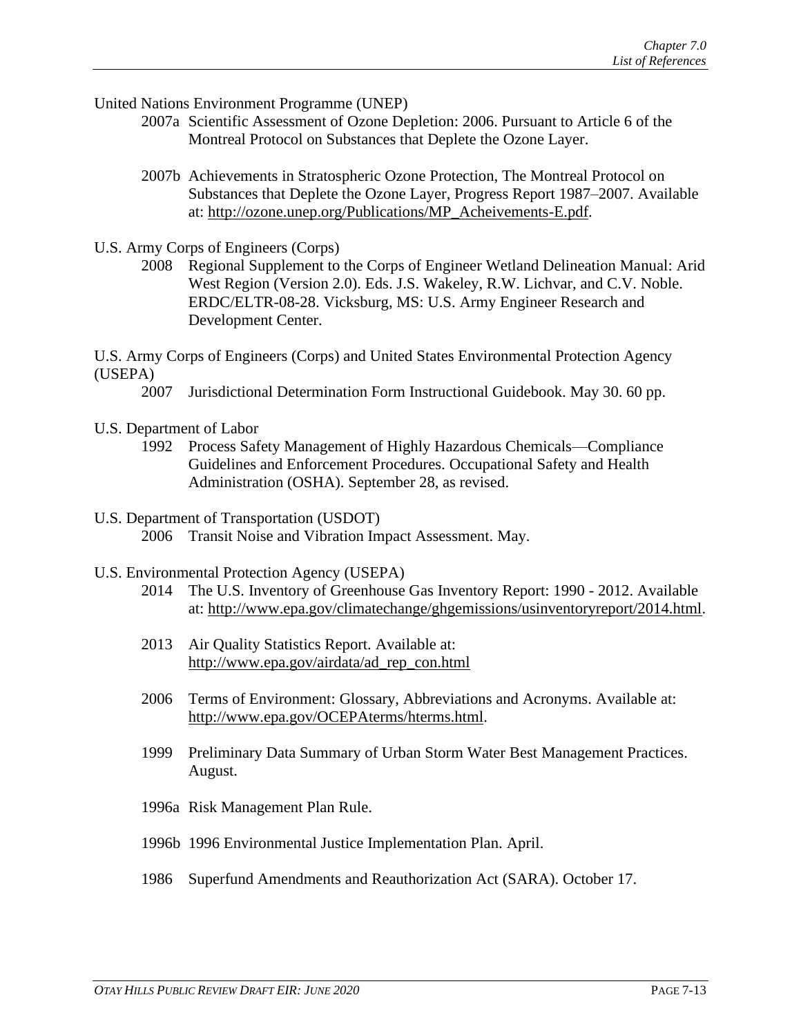United Nations Environment Programme (UNEP)

2007a Scientific Assessment of Ozone Depletion: 2006. Pursuant to Article 6 of the Montreal Protocol on Substances that Deplete the Ozone Layer.

2007b Achievements in Stratospheric Ozone Protection, The Montreal Protocol on Substances that Deplete the Ozone Layer, Progress Report 1987–2007. Available at: http://ozone.unep.org/Publications/MP_Acheivements-E.pdf.

U.S. Army Corps of Engineers (Corps)

2008 Regional Supplement to the Corps of Engineer Wetland Delineation Manual: Arid West Region (Version 2.0). Eds. J.S. Wakeley, R.W. Lichvar, and C.V. Noble. ERDC/ELTR-08-28. Vicksburg, MS: U.S. Army Engineer Research and Development Center.

U.S. Army Corps of Engineers (Corps) and United States Environmental Protection Agency (USEPA)

2007 Jurisdictional Determination Form Instructional Guidebook. May 30. 60 pp.

U.S. Department of Labor

1992 Process Safety Management of Highly Hazardous Chemicals—Compliance Guidelines and Enforcement Procedures. Occupational Safety and Health Administration (OSHA). September 28, as revised.

U.S. Department of Transportation (USDOT)

2006 Transit Noise and Vibration Impact Assessment. May.

U.S. Environmental Protection Agency (USEPA)

2014 The U.S. Inventory of Greenhouse Gas Inventory Report: 1990 - 2012. Available at: http://www.epa.gov/climatechange/ghgemissions/usinventoryreport/2014.html.

2013 Air Quality Statistics Report. Available at: http://www.epa.gov/airdata/ad_rep_con.html

2006 Terms of Environment: Glossary, Abbreviations and Acronyms. Available at: http://www.epa.gov/OCEPAterms/hterms.html.

1999 Preliminary Data Summary of Urban Storm Water Best Management Practices. August.

1996a Risk Management Plan Rule.

1996b 1996 Environmental Justice Implementation Plan. April.

1986 Superfund Amendments and Reauthorization Act (SARA). October 17.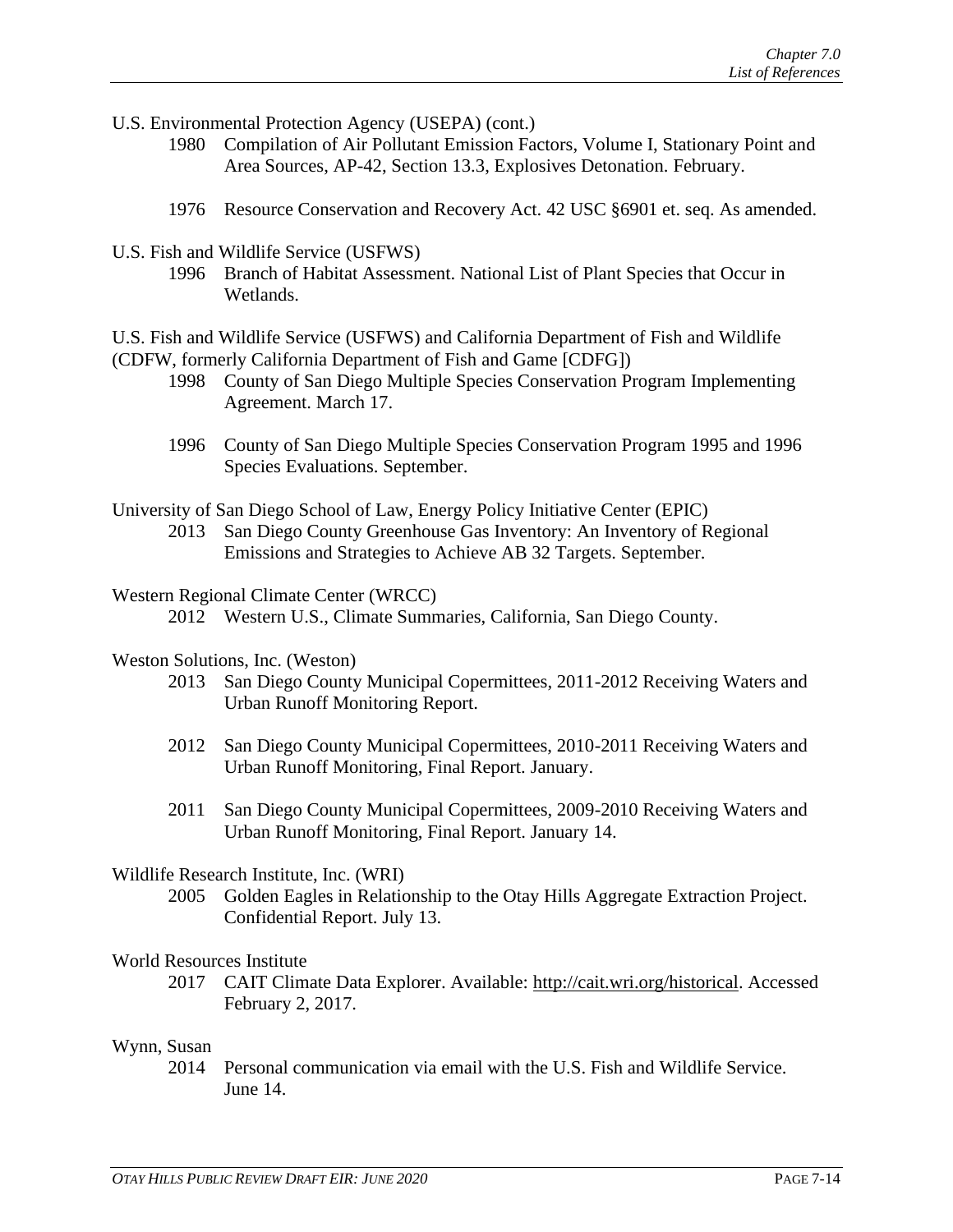U.S. Environmental Protection Agency (USEPA) (cont.)

1980 Compilation of Air Pollutant Emission Factors, Volume I, Stationary Point and Area Sources, AP-42, Section 13.3, Explosives Detonation. February.

1976 Resource Conservation and Recovery Act. 42 USC §6901 et. seq. As amended.

U.S. Fish and Wildlife Service (USFWS)

1996 Branch of Habitat Assessment. National List of Plant Species that Occur in Wetlands.

U.S. Fish and Wildlife Service (USFWS) and California Department of Fish and Wildlife (CDFW, formerly California Department of Fish and Game [CDFG])

1998 County of San Diego Multiple Species Conservation Program Implementing Agreement. March 17.

1996 County of San Diego Multiple Species Conservation Program 1995 and 1996 Species Evaluations. September.

University of San Diego School of Law, Energy Policy Initiative Center (EPIC)

2013 San Diego County Greenhouse Gas Inventory: An Inventory of Regional Emissions and Strategies to Achieve AB 32 Targets. September.

Western Regional Climate Center (WRCC)

2012 Western U.S., Climate Summaries, California, San Diego County.

Weston Solutions, Inc. (Weston)

2013 San Diego County Municipal Copermittees, 2011-2012 Receiving Waters and Urban Runoff Monitoring Report.

2012 San Diego County Municipal Copermittees, 2010-2011 Receiving Waters and Urban Runoff Monitoring, Final Report. January.

2011 San Diego County Municipal Copermittees, 2009-2010 Receiving Waters and Urban Runoff Monitoring, Final Report. January 14.

Wildlife Research Institute, Inc. (WRI)

2005 Golden Eagles in Relationship to the Otay Hills Aggregate Extraction Project. Confidential Report. July 13.

World Resources Institute

2017 CAIT Climate Data Explorer. Available: http://cait.wri.org/historical. Accessed February 2, 2017.

Wynn, Susan

2014 Personal communication via email with the U.S. Fish and Wildlife Service. June 14.